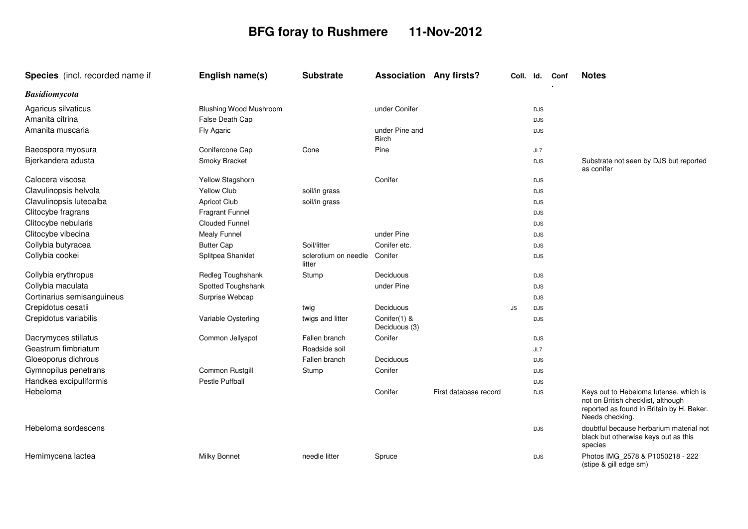# BFG foray to Rushmere 11-Nov-2012

| Species (incl. recorded name if | English name(s) | Substrate | Association | Any firsts? | Coll. | Id. | Conf. | Notes |
|---|---|---|---|---|---|---|---|---|
| ***Basidiomycota*** | | | | | | | | |
| Agaricus silvaticus | Blushing Wood Mushroom | | under Conifer | | | DJS | | |
| Amanita citrina | False Death Cap | | | | | DJS | | |
| Amanita muscaria | Fly Agaric | | under Pine and Birch | | | DJS | | |
| Baeospora myosura | Conifercone Cap | Cone | Pine | | | JL7 | | |
| Bjerkandera adusta | Smoky Bracket | | | | | DJS | | Substrate not seen by DJS but reported as conifer |
| Calocera viscosa | Yellow Stagshorn | | Conifer | | | DJS | | |
| Clavulinopsis helvola | Yellow Club | soil/in grass | | | | DJS | | |
| Clavulinopsis luteoalba | Apricot Club | soil/in grass | | | | DJS | | |
| Clitocybe fragrans | Fragrant Funnel | | | | | DJS | | |
| Clitocybe nebularis | Clouded Funnel | | | | | DJS | | |
| Clitocybe vibecina | Mealy Funnel | | under Pine | | | DJS | | |
| Collybia butyracea | Butter Cap | Soil/litter | Conifer etc. | | | DJS | | |
| Collybia cookei | Splitpea Shanklet | sclerotium on needle litter | Conifer | | | DJS | | |
| Collybia erythropus | Redleg Toughshank | Stump | Deciduous | | | DJS | | |
| Collybia maculata | Spotted Toughshank | | under Pine | | | DJS | | |
| Cortinarius semisanguineus | Surprise Webcap | | | | | DJS | | |
| Crepidotus cesatii | | twig | Deciduous | | JS | DJS | | |
| Crepidotus variabilis | Variable Oysterling | twigs and litter | Conifer(1) & Deciduous (3) | | | DJS | | |
| Dacrymyces stillatus | Common Jellyspot | Fallen branch | Conifer | | | DJS | | |
| Geastrum fimbriatum | | Roadside soil | | | | JL7 | | |
| Gloeoporus dichrous | | Fallen branch | Deciduous | | | DJS | | |
| Gymnopilus penetrans | Common Rustgill | Stump | Conifer | | | DJS | | |
| Handkea excipuliformis | Pestle Puffball | | | | | DJS | | |
| Hebeloma | | | Conifer | First database record | | DJS | | Keys out to Hebeloma lutense, which is not on British checklist, although reported as found in Britain by H. Beker. Needs checking. |
| Hebeloma sordescens | | | | | | DJS | | doubtful because herbarium material not black but otherwise keys out as this species |
| Hemimycena lactea | Milky Bonnet | needle litter | Spruce | | | DJS | | Photos IMG_2578 & P1050218 - 222 (stipe & gill edge sm) |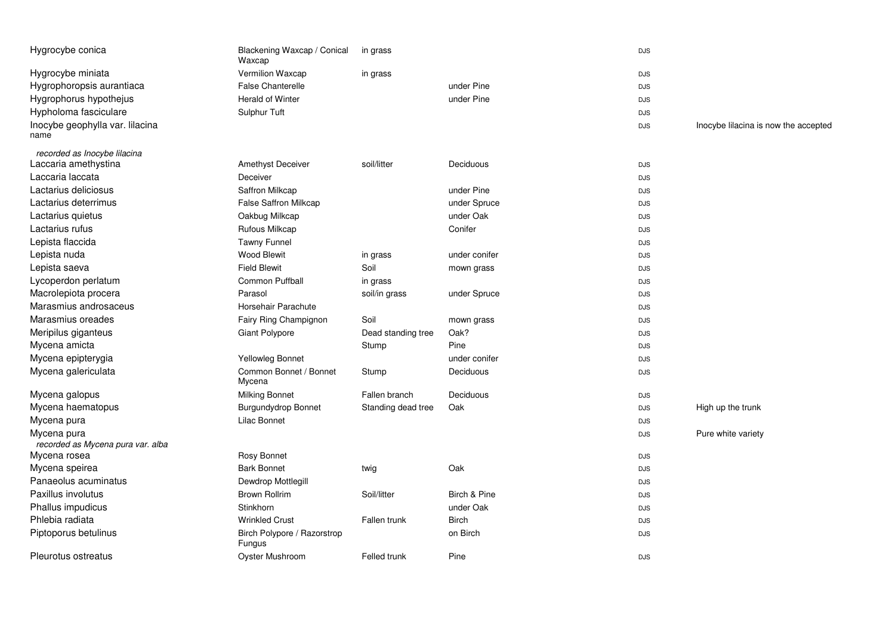| | | | | | |
|---|---|---|---|---|---|
| Hygrocybe conica | Blackening Waxcap / Conical Waxcap | in grass | | DJS | |
| Hygrocybe miniata | Vermilion Waxcap | in grass | | DJS | |
| Hygrophoropsis aurantiaca | False Chanterelle | | under Pine | DJS | |
| Hygrophorus hypothejus | Herald of Winter | | under Pine | DJS | |
| Hypholoma fasciculare | Sulphur Tuft | | | DJS | |
| Inocybe geophylla var. lilacina *recorded as Inocybe lilacina* | | | | DJS | Inocybe lilacina is now the accepted name |
| Laccaria amethystina | Amethyst Deceiver | soil/litter | Deciduous | DJS | |
| Laccaria laccata | Deceiver | | | DJS | |
| Lactarius deliciosus | Saffron Milkcap | | under Pine | DJS | |
| Lactarius deterrimus | False Saffron Milkcap | | under Spruce | DJS | |
| Lactarius quietus | Oakbug Milkcap | | under Oak | DJS | |
| Lactarius rufus | Rufous Milkcap | | Conifer | DJS | |
| Lepista flaccida | Tawny Funnel | | | DJS | |
| Lepista nuda | Wood Blewit | in grass | under conifer | DJS | |
| Lepista saeva | Field Blewit | Soil | mown grass | DJS | |
| Lycoperdon perlatum | Common Puffball | in grass | | DJS | |
| Macrolepiota procera | Parasol | soil/in grass | under Spruce | DJS | |
| Marasmius androsaceus | Horsehair Parachute | | | DJS | |
| Marasmius oreades | Fairy Ring Champignon | Soil | mown grass | DJS | |
| Meripilus giganteus | Giant Polypore | Dead standing tree | Oak? | DJS | |
| Mycena amicta | | Stump | Pine | DJS | |
| Mycena epipterygia | Yellowleg Bonnet | | under conifer | DJS | |
| Mycena galericulata | Common Bonnet / Bonnet Mycena | Stump | Deciduous | DJS | |
| Mycena galopus | Milking Bonnet | Fallen branch | Deciduous | DJS | |
| Mycena haematopus | Burgundydrop Bonnet | Standing dead tree | Oak | DJS | High up the trunk |
| Mycena pura | Lilac Bonnet | | | DJS | |
| Mycena pura *recorded as Mycena pura var. alba* | | | | DJS | Pure white variety |
| Mycena rosea | Rosy Bonnet | | | DJS | |
| Mycena speirea | Bark Bonnet | twig | Oak | DJS | |
| Panaeolus acuminatus | Dewdrop Mottlegill | | | DJS | |
| Paxillus involutus | Brown Rollrim | Soil/litter | Birch & Pine | DJS | |
| Phallus impudicus | Stinkhorn | | under Oak | DJS | |
| Phlebia radiata | Wrinkled Crust | Fallen trunk | Birch | DJS | |
| Piptoporus betulinus | Birch Polypore / Razorstrop Fungus | | on Birch | DJS | |
| Pleurotus ostreatus | Oyster Mushroom | Felled trunk | Pine | DJS | |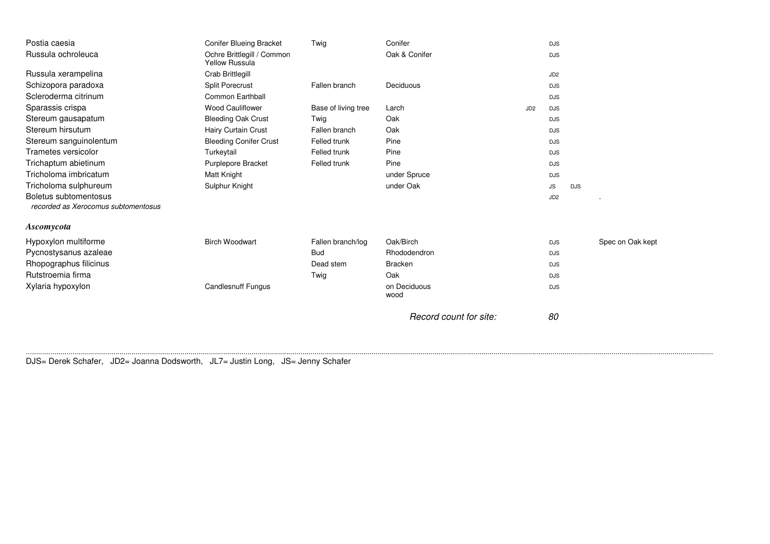| | | | | | | | |
|---|---|---|---|---|---|---|---|
| Postia caesia | Conifer Blueing Bracket | Twig | Conifer | | DJS | | |
| Russula ochroleuca | Ochre Brittlegill / Common Yellow Russula | | Oak & Conifer | | DJS | | |
| Russula xerampelina | Crab Brittlegill | | | | JD2 | | |
| Schizopora paradoxa | Split Porecrust | Fallen branch | Deciduous | | DJS | | |
| Scleroderma citrinum | Common Earthball | | | | DJS | | |
| Sparassis crispa | Wood Cauliflower | Base of living tree | Larch | JD2 | DJS | | |
| Stereum gausapatum | Bleeding Oak Crust | Twig | Oak | | DJS | | |
| Stereum hirsutum | Hairy Curtain Crust | Fallen branch | Oak | | DJS | | |
| Stereum sanguinolentum | Bleeding Conifer Crust | Felled trunk | Pine | | DJS | | |
| Trametes versicolor | Turkeytail | Felled trunk | Pine | | DJS | | |
| Trichaptum abietinum | Purplepore Bracket | Felled trunk | Pine | | DJS | | |
| Tricholoma imbricatum | Matt Knight | | under Spruce | | DJS | | |
| Tricholoma sulphureum | Sulphur Knight | | under Oak | | JS | DJS | |
| Boletus subtomentosus *recorded as Xerocomus subtomentosus* | | | | | JD2 | | . |

### *Ascomycota*

| | | | | | | | |
|---|---|---|---|---|---|---|---|
| Hypoxylon multiforme | Birch Woodwart | Fallen branch/log | Oak/Birch | | DJS | | Spec on Oak kept |
| Pycnostysanus azaleae | | Bud | Rhododendron | | DJS | | |
| Rhopographus filicinus | | Dead stem | Bracken | | DJS | | |
| Rutstroemia firma | | Twig | Oak | | DJS | | |
| Xylaria hypoxylon | Candlesnuff Fungus | | on Deciduous wood | | DJS | | |

*Record count for site:* *80*

DJS= Derek Schafer, JD2= Joanna Dodsworth, JL7= Justin Long, JS= Jenny Schafer